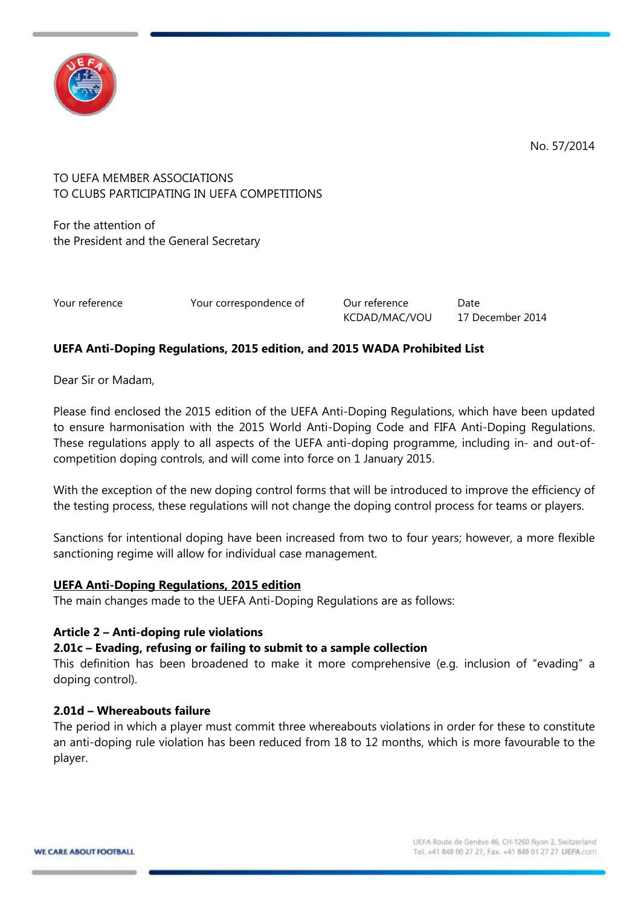No. 57/2014

TO UEFA MEMBER ASSOCIATIONS
TO CLUBS PARTICIPATING IN UEFA COMPETITIONS

For the attention of
the President and the General Secretary

| Your reference | Your correspondence of | Our reference | Date |
| --- | --- | --- | --- |
| | | KCDAD/MAC/VOU | 17 December 2014 |

**UEFA Anti-Doping Regulations, 2015 edition, and 2015 WADA Prohibited List**

Dear Sir or Madam,

Please find enclosed the 2015 edition of the UEFA Anti-Doping Regulations, which have been updated to ensure harmonisation with the 2015 World Anti-Doping Code and FIFA Anti-Doping Regulations. These regulations apply to all aspects of the UEFA anti-doping programme, including in- and out-of-competition doping controls, and will come into force on 1 January 2015.

With the exception of the new doping control forms that will be introduced to improve the efficiency of the testing process, these regulations will not change the doping control process for teams or players.

Sanctions for intentional doping have been increased from two to four years; however, a more flexible sanctioning regime will allow for individual case management.

**UEFA Anti-Doping Regulations, 2015 edition**

The main changes made to the UEFA Anti-Doping Regulations are as follows:

**Article 2 – Anti-doping rule violations**

**2.01c – Evading, refusing or failing to submit to a sample collection**

This definition has been broadened to make it more comprehensive (e.g. inclusion of "evading" a doping control).

**2.01d – Whereabouts failure**

The period in which a player must commit three whereabouts violations in order for these to constitute an anti-doping rule violation has been reduced from 18 to 12 months, which is more favourable to the player.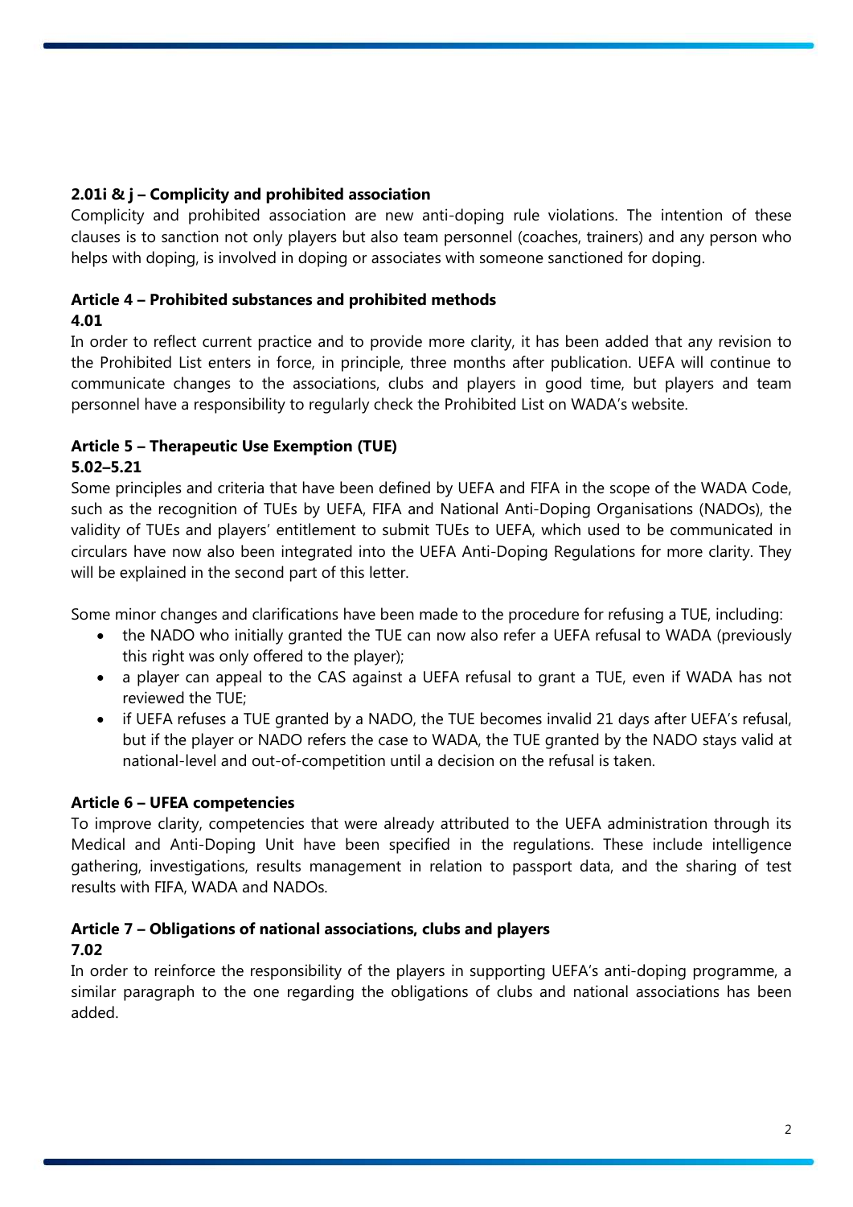**2.01i & j – Complicity and prohibited association**

Complicity and prohibited association are new anti-doping rule violations. The intention of these clauses is to sanction not only players but also team personnel (coaches, trainers) and any person who helps with doping, is involved in doping or associates with someone sanctioned for doping.

**Article 4 – Prohibited substances and prohibited methods**

**4.01**

In order to reflect current practice and to provide more clarity, it has been added that any revision to the Prohibited List enters in force, in principle, three months after publication. UEFA will continue to communicate changes to the associations, clubs and players in good time, but players and team personnel have a responsibility to regularly check the Prohibited List on WADA's website.

**Article 5 – Therapeutic Use Exemption (TUE)**

**5.02–5.21**

Some principles and criteria that have been defined by UEFA and FIFA in the scope of the WADA Code, such as the recognition of TUEs by UEFA, FIFA and National Anti-Doping Organisations (NADOs), the validity of TUEs and players' entitlement to submit TUEs to UEFA, which used to be communicated in circulars have now also been integrated into the UEFA Anti-Doping Regulations for more clarity. They will be explained in the second part of this letter.

Some minor changes and clarifications have been made to the procedure for refusing a TUE, including:

- the NADO who initially granted the TUE can now also refer a UEFA refusal to WADA (previously this right was only offered to the player);
- a player can appeal to the CAS against a UEFA refusal to grant a TUE, even if WADA has not reviewed the TUE;
- if UEFA refuses a TUE granted by a NADO, the TUE becomes invalid 21 days after UEFA's refusal, but if the player or NADO refers the case to WADA, the TUE granted by the NADO stays valid at national-level and out-of-competition until a decision on the refusal is taken.

**Article 6 – UFEA competencies**

To improve clarity, competencies that were already attributed to the UEFA administration through its Medical and Anti-Doping Unit have been specified in the regulations. These include intelligence gathering, investigations, results management in relation to passport data, and the sharing of test results with FIFA, WADA and NADOs.

**Article 7 – Obligations of national associations, clubs and players**

**7.02**

In order to reinforce the responsibility of the players in supporting UEFA's anti-doping programme, a similar paragraph to the one regarding the obligations of clubs and national associations has been added.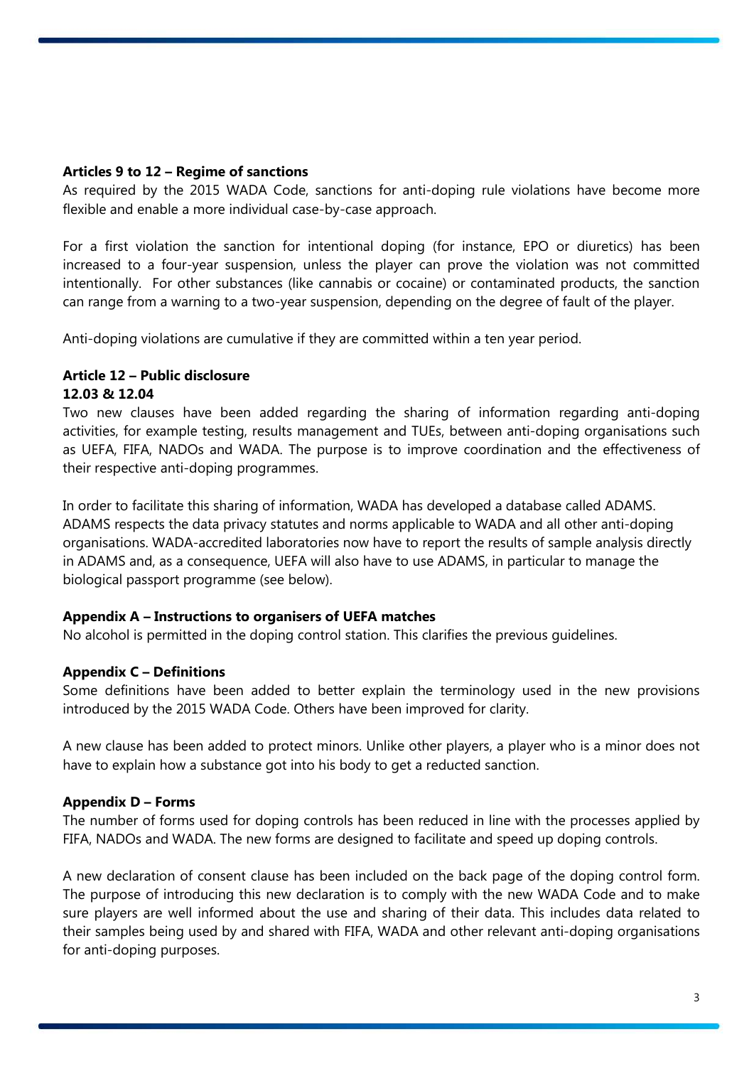**Articles 9 to 12 – Regime of sanctions**

As required by the 2015 WADA Code, sanctions for anti-doping rule violations have become more flexible and enable a more individual case-by-case approach.

For a first violation the sanction for intentional doping (for instance, EPO or diuretics) has been increased to a four-year suspension, unless the player can prove the violation was not committed intentionally. For other substances (like cannabis or cocaine) or contaminated products, the sanction can range from a warning to a two-year suspension, depending on the degree of fault of the player.

Anti-doping violations are cumulative if they are committed within a ten year period.

**Article 12 – Public disclosure**

**12.03 & 12.04**

Two new clauses have been added regarding the sharing of information regarding anti-doping activities, for example testing, results management and TUEs, between anti-doping organisations such as UEFA, FIFA, NADOs and WADA. The purpose is to improve coordination and the effectiveness of their respective anti-doping programmes.

In order to facilitate this sharing of information, WADA has developed a database called ADAMS. ADAMS respects the data privacy statutes and norms applicable to WADA and all other anti-doping organisations. WADA-accredited laboratories now have to report the results of sample analysis directly in ADAMS and, as a consequence, UEFA will also have to use ADAMS, in particular to manage the biological passport programme (see below).

**Appendix A – Instructions to organisers of UEFA matches**

No alcohol is permitted in the doping control station. This clarifies the previous guidelines.

**Appendix C – Definitions**

Some definitions have been added to better explain the terminology used in the new provisions introduced by the 2015 WADA Code. Others have been improved for clarity.

A new clause has been added to protect minors. Unlike other players, a player who is a minor does not have to explain how a substance got into his body to get a reducted sanction.

**Appendix D – Forms**

The number of forms used for doping controls has been reduced in line with the processes applied by FIFA, NADOs and WADA. The new forms are designed to facilitate and speed up doping controls.

A new declaration of consent clause has been included on the back page of the doping control form. The purpose of introducing this new declaration is to comply with the new WADA Code and to make sure players are well informed about the use and sharing of their data. This includes data related to their samples being used by and shared with FIFA, WADA and other relevant anti-doping organisations for anti-doping purposes.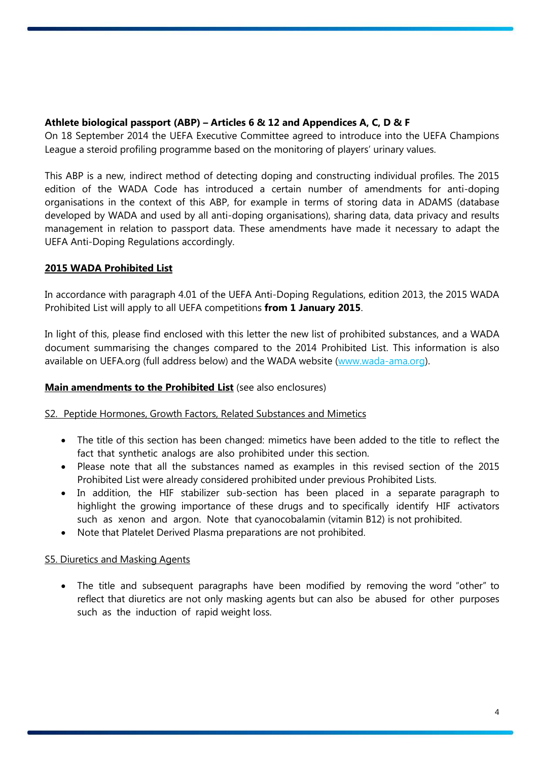**Athlete biological passport (ABP) – Articles 6 & 12 and Appendices A, C, D & F**
On 18 September 2014 the UEFA Executive Committee agreed to introduce into the UEFA Champions League a steroid profiling programme based on the monitoring of players' urinary values.

This ABP is a new, indirect method of detecting doping and constructing individual profiles. The 2015 edition of the WADA Code has introduced a certain number of amendments for anti-doping organisations in the context of this ABP, for example in terms of storing data in ADAMS (database developed by WADA and used by all anti-doping organisations), sharing data, data privacy and results management in relation to passport data. These amendments have made it necessary to adapt the UEFA Anti-Doping Regulations accordingly.

**2015 WADA Prohibited List**

In accordance with paragraph 4.01 of the UEFA Anti-Doping Regulations, edition 2013, the 2015 WADA Prohibited List will apply to all UEFA competitions **from 1 January 2015**.

In light of this, please find enclosed with this letter the new list of prohibited substances, and a WADA document summarising the changes compared to the 2014 Prohibited List. This information is also available on UEFA.org (full address below) and the WADA website (www.wada-ama.org).

**Main amendments to the Prohibited List** (see also enclosures)

S2. Peptide Hormones, Growth Factors, Related Substances and Mimetics

- The title of this section has been changed: mimetics have been added to the title to reflect the fact that synthetic analogs are also prohibited under this section.
- Please note that all the substances named as examples in this revised section of the 2015 Prohibited List were already considered prohibited under previous Prohibited Lists.
- In addition, the HIF stabilizer sub-section has been placed in a separate paragraph to highlight the growing importance of these drugs and to specifically identify HIF activators such as xenon and argon. Note that cyanocobalamin (vitamin B12) is not prohibited.
- Note that Platelet Derived Plasma preparations are not prohibited.

S5. Diuretics and Masking Agents

- The title and subsequent paragraphs have been modified by removing the word "other" to reflect that diuretics are not only masking agents but can also be abused for other purposes such as the induction of rapid weight loss.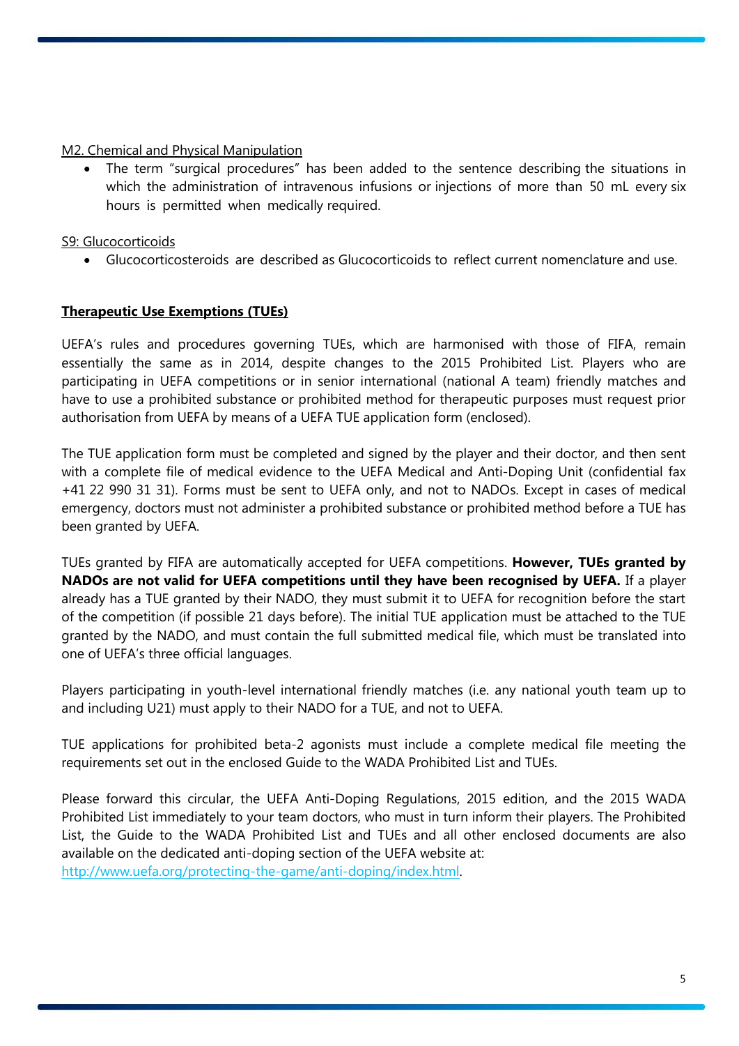M2. Chemical and Physical Manipulation

- The term "surgical procedures" has been added to the sentence describing the situations in which the administration of intravenous infusions or injections of more than 50 mL every six hours is permitted when medically required.

S9: Glucocorticoids

- Glucocorticosteroids are described as Glucocorticoids to reflect current nomenclature and use.

**Therapeutic Use Exemptions (TUEs)**

UEFA's rules and procedures governing TUEs, which are harmonised with those of FIFA, remain essentially the same as in 2014, despite changes to the 2015 Prohibited List. Players who are participating in UEFA competitions or in senior international (national A team) friendly matches and have to use a prohibited substance or prohibited method for therapeutic purposes must request prior authorisation from UEFA by means of a UEFA TUE application form (enclosed).

The TUE application form must be completed and signed by the player and their doctor, and then sent with a complete file of medical evidence to the UEFA Medical and Anti-Doping Unit (confidential fax +41 22 990 31 31). Forms must be sent to UEFA only, and not to NADOs. Except in cases of medical emergency, doctors must not administer a prohibited substance or prohibited method before a TUE has been granted by UEFA.

TUEs granted by FIFA are automatically accepted for UEFA competitions. **However, TUEs granted by NADOs are not valid for UEFA competitions until they have been recognised by UEFA.** If a player already has a TUE granted by their NADO, they must submit it to UEFA for recognition before the start of the competition (if possible 21 days before). The initial TUE application must be attached to the TUE granted by the NADO, and must contain the full submitted medical file, which must be translated into one of UEFA's three official languages.

Players participating in youth-level international friendly matches (i.e. any national youth team up to and including U21) must apply to their NADO for a TUE, and not to UEFA.

TUE applications for prohibited beta-2 agonists must include a complete medical file meeting the requirements set out in the enclosed Guide to the WADA Prohibited List and TUEs.

Please forward this circular, the UEFA Anti-Doping Regulations, 2015 edition, and the 2015 WADA Prohibited List immediately to your team doctors, who must in turn inform their players. The Prohibited List, the Guide to the WADA Prohibited List and TUEs and all other enclosed documents are also available on the dedicated anti-doping section of the UEFA website at:
http://www.uefa.org/protecting-the-game/anti-doping/index.html.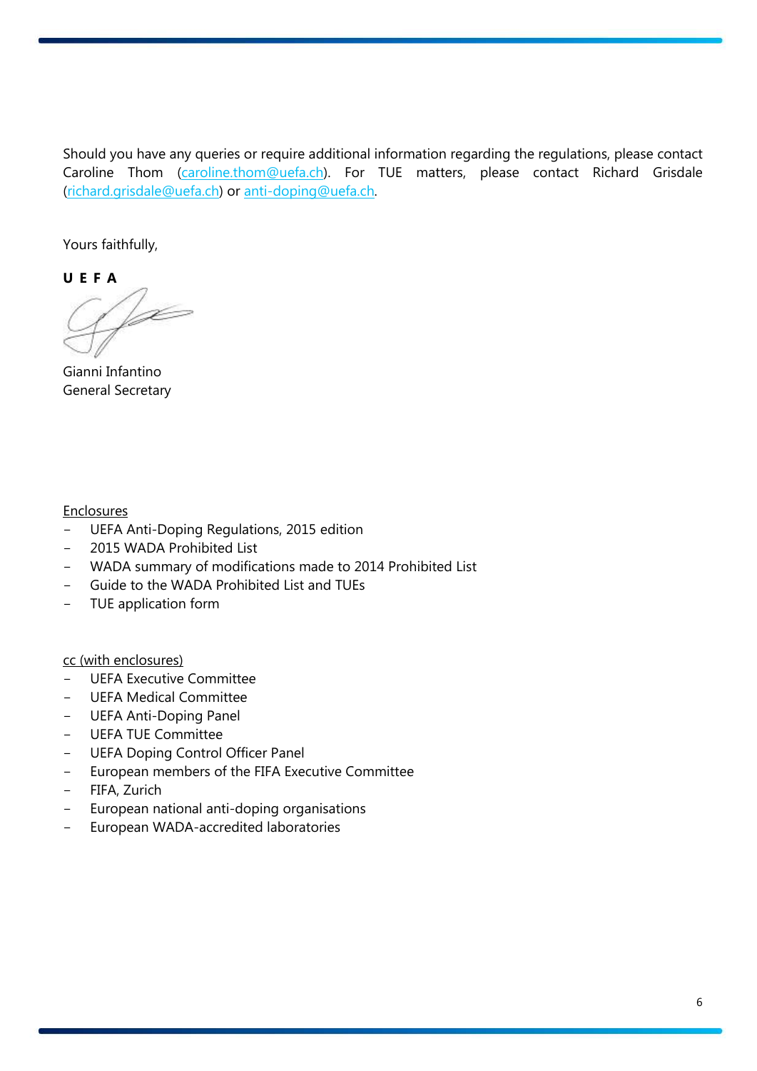Should you have any queries or require additional information regarding the regulations, please contact Caroline Thom (caroline.thom@uefa.ch). For TUE matters, please contact Richard Grisdale (richard.grisdale@uefa.ch) or anti-doping@uefa.ch.

Yours faithfully,

**U E F A**

Gianni Infantino
General Secretary

Enclosures

- UEFA Anti-Doping Regulations, 2015 edition
- 2015 WADA Prohibited List
- WADA summary of modifications made to 2014 Prohibited List
- Guide to the WADA Prohibited List and TUEs
- TUE application form

cc (with enclosures)

- UEFA Executive Committee
- UEFA Medical Committee
- UEFA Anti-Doping Panel
- UEFA TUE Committee
- UEFA Doping Control Officer Panel
- European members of the FIFA Executive Committee
- FIFA, Zurich
- European national anti-doping organisations
- European WADA-accredited laboratories